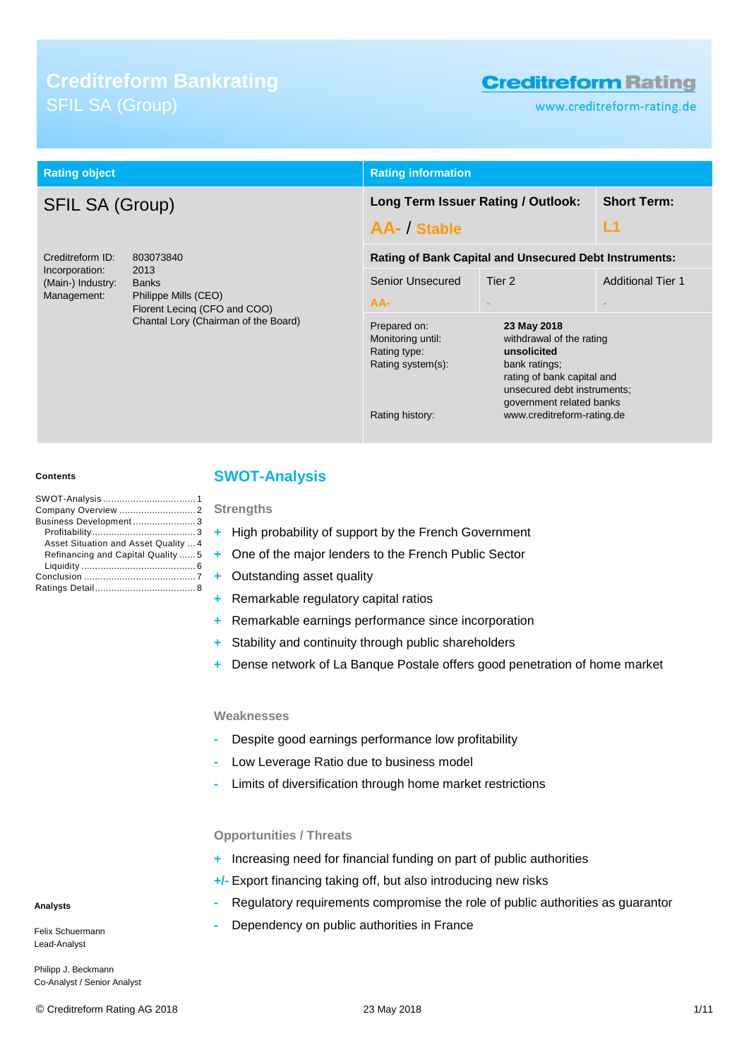# Creditreform Bankrating
SFIL SA (Group)

Creditreform Rating
www.creditreform-rating.de

| Rating object | Rating information | | |
|---|---|---|---|
| SFIL SA (Group) | Long Term Issuer Rating / Outlook: **AA- / Stable** | | Short Term: **L1** |
| | Rating of Bank Capital and Unsecured Debt Instruments: | | |
| | Senior Unsecured: AA- | Tier 2: - | Additional Tier 1: - |

Creditreform ID: 803073840
Incorporation: 2013
(Main-) Industry: Banks
Management: Philippe Mills (CEO)
Florent Lecinq (CFO and COO)
Chantal Lory (Chairman of the Board)

Prepared on: **23 May 2018**
Monitoring until: withdrawal of the rating
Rating type: **unsolicited**
Rating system(s): bank ratings; rating of bank capital and unsecured debt instruments; government related banks
Rating history: www.creditreform-rating.de

**Contents**

SWOT-Analysis ..... 1
Company Overview ..... 2
Business Development ..... 3
Profitability ..... 3
Asset Situation and Asset Quality ..... 4
Refinancing and Capital Quality ..... 5
Liquidity ..... 6
Conclusion ..... 7
Ratings Detail ..... 8

## SWOT-Analysis

### Strengths

+ High probability of support by the French Government
+ One of the major lenders to the French Public Sector
+ Outstanding asset quality
+ Remarkable regulatory capital ratios
+ Remarkable earnings performance since incorporation
+ Stability and continuity through public shareholders
+ Dense network of La Banque Postale offers good penetration of home market

### Weaknesses

- Despite good earnings performance low profitability
- Low Leverage Ratio due to business model
- Limits of diversification through home market restrictions

### Opportunities / Threats

+ Increasing need for financial funding on part of public authorities
+/- Export financing taking off, but also introducing new risks
- Regulatory requirements compromise the role of public authorities as guarantor
- Dependency on public authorities in France

**Analysts**

Felix Schuermann
Lead-Analyst

Philipp J. Beckmann
Co-Analyst / Senior Analyst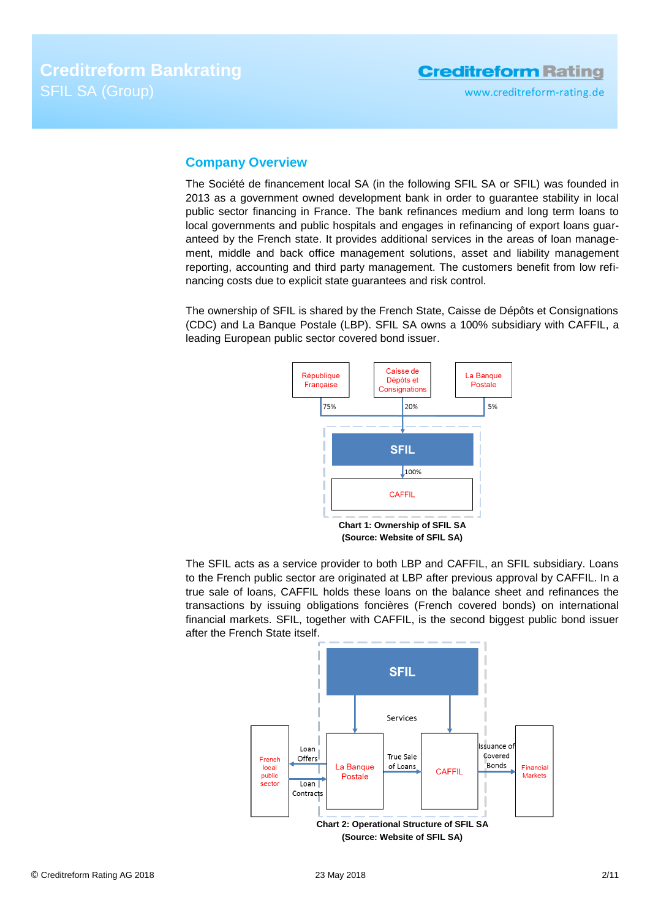## Company Overview

The Société de financement local SA (in the following SFIL SA or SFIL) was founded in 2013 as a government owned development bank in order to guarantee stability in local public sector financing in France. The bank refinances medium and long term loans to local governments and public hospitals and engages in refinancing of export loans guaranteed by the French state. It provides additional services in the areas of loan management, middle and back office management solutions, asset and liability management reporting, accounting and third party management. The customers benefit from low refinancing costs due to explicit state guarantees and risk control.

The ownership of SFIL is shared by the French State, Caisse de Dépôts et Consignations (CDC) and La Banque Postale (LBP). SFIL SA owns a 100% subsidiary with CAFFIL, a leading European public sector covered bond issuer.

République Française — 75%
Caisse de Dépôts et Consignations — 20%
La Banque Postale — 5%
SFIL
100%
CAFFIL

**Chart 1: Ownership of SFIL SA**
**(Source: Website of SFIL SA)**

The SFIL acts as a service provider to both LBP and CAFFIL, an SFIL subsidiary. Loans to the French public sector are originated at LBP after previous approval by CAFFIL. In a true sale of loans, CAFFIL holds these loans on the balance sheet and refinances the transactions by issuing obligations foncières (French covered bonds) on international financial markets. SFIL, together with CAFFIL, is the second biggest public bond issuer after the French State itself.

SFIL
Services
French local public sector — Loan Offers / Loan Contracts — La Banque Postale — True Sale of Loans — CAFFIL — Issuance of Covered Bonds — Financial Markets

**Chart 2: Operational Structure of SFIL SA**
**(Source: Website of SFIL SA)**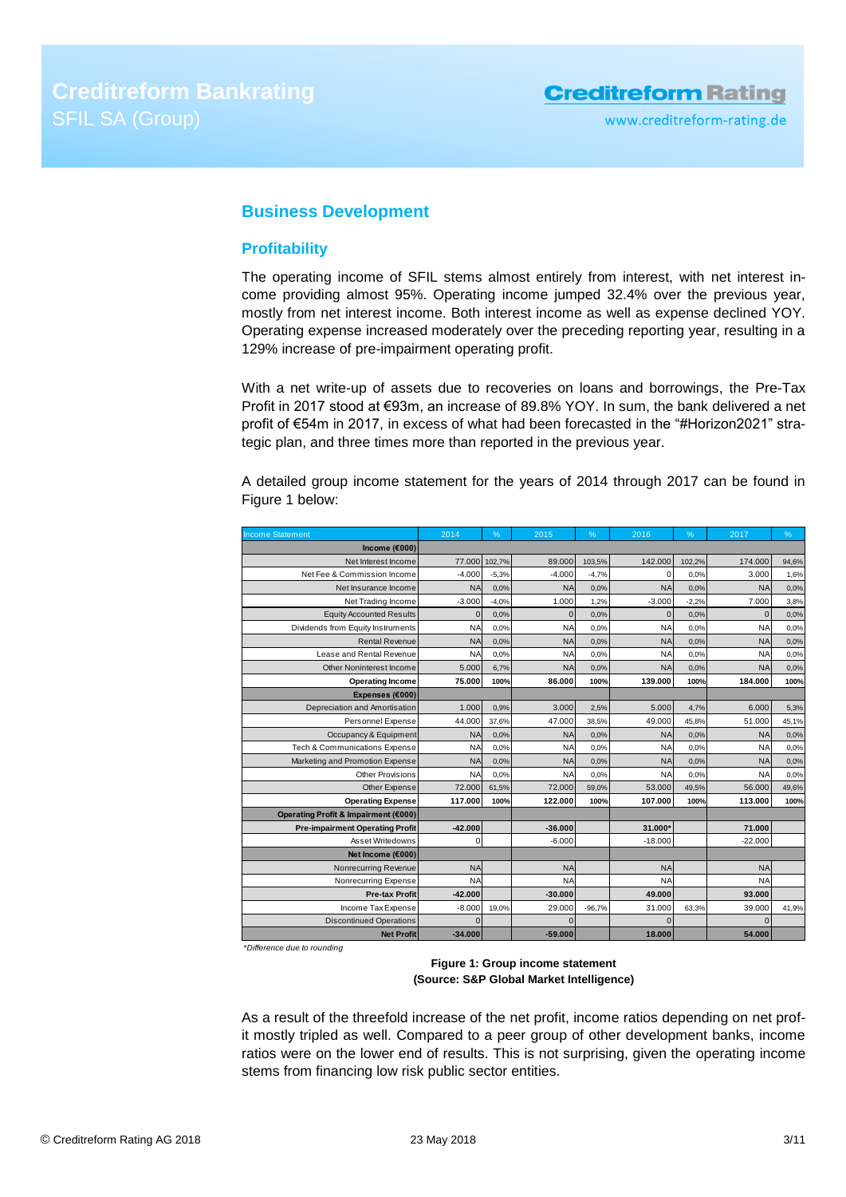## Business Development

### Profitability

The operating income of SFIL stems almost entirely from interest, with net interest income providing almost 95%. Operating income jumped 32.4% over the previous year, mostly from net interest income. Both interest income as well as expense declined YOY. Operating expense increased moderately over the preceding reporting year, resulting in a 129% increase of pre-impairment operating profit.

With a net write-up of assets due to recoveries on loans and borrowings, the Pre-Tax Profit in 2017 stood at €93m, an increase of 89.8% YOY. In sum, the bank delivered a net profit of €54m in 2017, in excess of what had been forecasted in the "#Horizon2021" strategic plan, and three times more than reported in the previous year.

A detailed group income statement for the years of 2014 through 2017 can be found in Figure 1 below:

| Income Statement | 2014 | % | 2015 | % | 2016 | % | 2017 | % |
|---|---|---|---|---|---|---|---|---|
| **Income (€000)** | | | | | | | | |
| Net Interest Income | 77.000 | 102,7% | 89.000 | 103,5% | 142.000 | 102,2% | 174.000 | 94,6% |
| Net Fee & Commission Income | -4.000 | -5,3% | -4.000 | -4,7% | 0 | 0,0% | 3.000 | 1,6% |
| Net Insurance Income | NA | 0,0% | NA | 0,0% | NA | 0,0% | NA | 0,0% |
| Net Trading Income | -3.000 | -4,0% | 1.000 | 1,2% | -3.000 | -2,2% | 7.000 | 3,8% |
| Equity Accounted Results | 0 | 0,0% | 0 | 0,0% | 0 | 0,0% | 0 | 0,0% |
| Dividends from Equity Instruments | NA | 0,0% | NA | 0,0% | NA | 0,0% | NA | 0,0% |
| Rental Revenue | NA | 0,0% | NA | 0,0% | NA | 0,0% | NA | 0,0% |
| Lease and Rental Revenue | NA | 0,0% | NA | 0,0% | NA | 0,0% | NA | 0,0% |
| Other Noninterest Income | 5.000 | 6,7% | NA | 0,0% | NA | 0,0% | NA | 0,0% |
| **Operating Income** | **75.000** | **100%** | **86.000** | **100%** | **139.000** | **100%** | **184.000** | **100%** |
| **Expenses (€000)** | | | | | | | | |
| Depreciation and Amortisation | 1.000 | 0,9% | 3.000 | 2,5% | 5.000 | 4,7% | 6.000 | 5,3% |
| Personnel Expense | 44.000 | 37,6% | 47.000 | 38,5% | 49.000 | 45,8% | 51.000 | 45,1% |
| Occupancy & Equipment | NA | 0,0% | NA | 0,0% | NA | 0,0% | NA | 0,0% |
| Tech & Communications Expense | NA | 0,0% | NA | 0,0% | NA | 0,0% | NA | 0,0% |
| Marketing and Promotion Expense | NA | 0,0% | NA | 0,0% | NA | 0,0% | NA | 0,0% |
| Other Provisions | NA | 0,0% | NA | 0,0% | NA | 0,0% | NA | 0,0% |
| Other Expense | 72.000 | 61,5% | 72.000 | 59,0% | 53.000 | 49,5% | 56.000 | 49,6% |
| **Operating Expense** | **117.000** | **100%** | **122.000** | **100%** | **107.000** | **100%** | **113.000** | **100%** |
| **Operating Profit & Impairment (€000)** | | | | | | | | |
| **Pre-impairment Operating Profit** | **-42.000** | | **-36.000** | | **31.000*** | | **71.000** | |
| Asset Writedowns | 0 | | -6.000 | | -18.000 | | -22.000 | |
| **Net Income (€000)** | | | | | | | | |
| Nonrecurring Revenue | NA | | NA | | NA | | NA | |
| Nonrecurring Expense | NA | | NA | | NA | | NA | |
| **Pre-tax Profit** | **-42.000** | | **-30.000** | | **49.000** | | **93.000** | |
| Income Tax Expense | -8.000 | 19,0% | 29.000 | -96,7% | 31.000 | 63,3% | 39.000 | 41,9% |
| Discontinued Operations | 0 | | 0 | | 0 | | 0 | |
| **Net Profit** | **-34.000** | | **-59.000** | | **18.000** | | **54.000** | |

*\*Difference due to rounding*

**Figure 1: Group income statement**
**(Source: S&P Global Market Intelligence)**

As a result of the threefold increase of the net profit, income ratios depending on net profit mostly tripled as well. Compared to a peer group of other development banks, income ratios were on the lower end of results. This is not surprising, given the operating income stems from financing low risk public sector entities.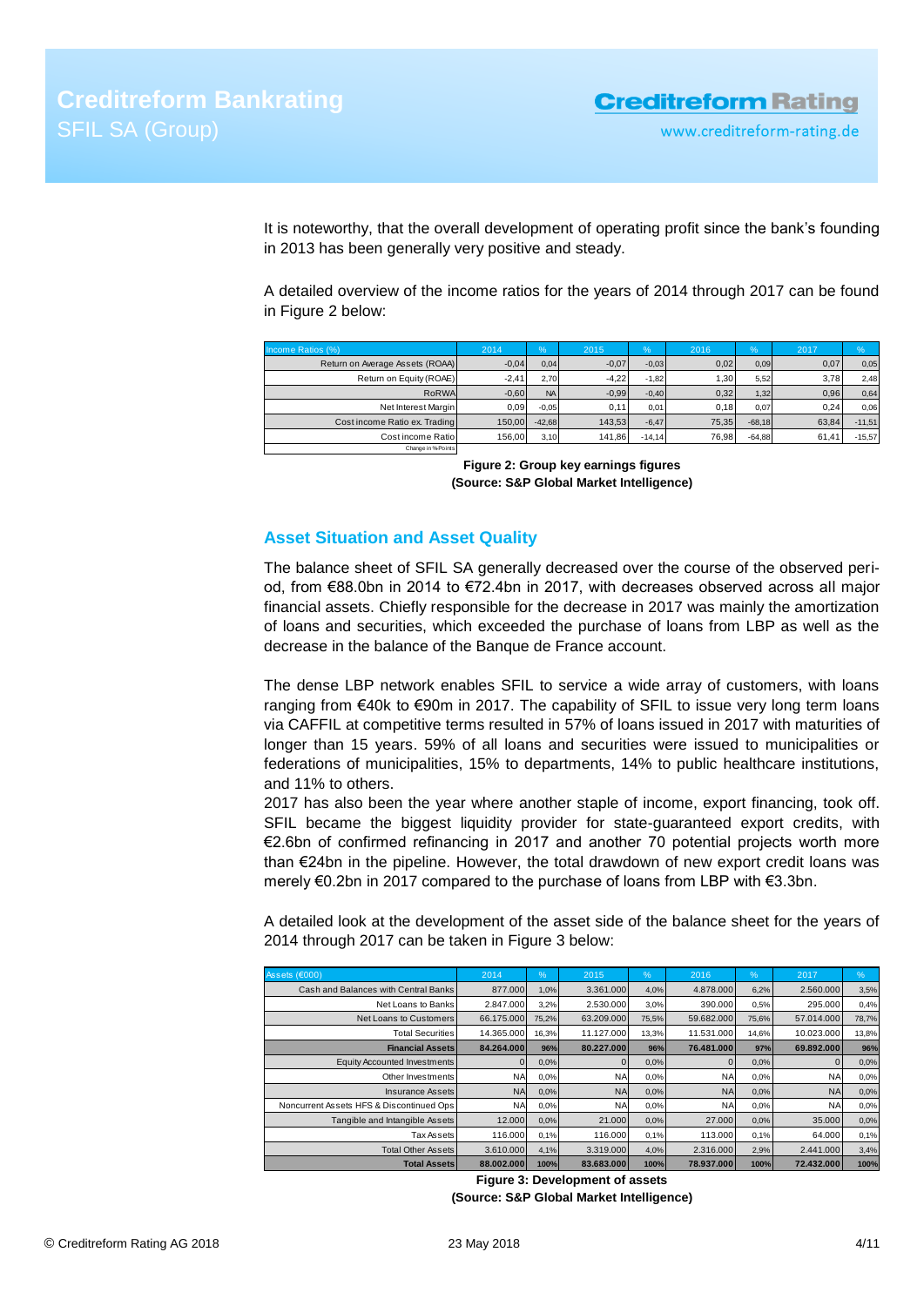It is noteworthy, that the overall development of operating profit since the bank's founding in 2013 has been generally very positive and steady.

A detailed overview of the income ratios for the years of 2014 through 2017 can be found in Figure 2 below:

| Income Ratios (%) | 2014 | % | 2015 | % | 2016 | % | 2017 | % |
|---|---|---|---|---|---|---|---|---|
| Return on Average Assets (ROAA) | -0,04 | 0,04 | -0,07 | -0,03 | 0,02 | 0,09 | 0,07 | 0,05 |
| Return on Equity (ROAE) | -2,41 | 2,70 | -4,22 | -1,82 | 1,30 | 5,52 | 3,78 | 2,48 |
| RoRWA | -0,60 | NA | -0,99 | -0,40 | 0,32 | 1,32 | 0,96 | 0,64 |
| Net Interest Margin | 0,09 | -0,05 | 0,11 | 0,01 | 0,18 | 0,07 | 0,24 | 0,06 |
| Cost income Ratio ex. Trading | 150,00 | -42,68 | 143,53 | -6,47 | 75,35 | -68,18 | 63,84 | -11,51 |
| Cost income Ratio | 156,00 | 3,10 | 141,86 | -14,14 | 76,98 | -64,88 | 61,41 | -15,57 |
| Change in %-Points | | | | | | | | |

**Figure 2: Group key earnings figures**
**(Source: S&P Global Market Intelligence)**

## Asset Situation and Asset Quality

The balance sheet of SFIL SA generally decreased over the course of the observed period, from €88.0bn in 2014 to €72.4bn in 2017, with decreases observed across all major financial assets. Chiefly responsible for the decrease in 2017 was mainly the amortization of loans and securities, which exceeded the purchase of loans from LBP as well as the decrease in the balance of the Banque de France account.

The dense LBP network enables SFIL to service a wide array of customers, with loans ranging from €40k to €90m in 2017. The capability of SFIL to issue very long term loans via CAFFIL at competitive terms resulted in 57% of loans issued in 2017 with maturities of longer than 15 years. 59% of all loans and securities were issued to municipalities or federations of municipalities, 15% to departments, 14% to public healthcare institutions, and 11% to others.
2017 has also been the year where another staple of income, export financing, took off. SFIL became the biggest liquidity provider for state-guaranteed export credits, with €2.6bn of confirmed refinancing in 2017 and another 70 potential projects worth more than €24bn in the pipeline. However, the total drawdown of new export credit loans was merely €0.2bn in 2017 compared to the purchase of loans from LBP with €3.3bn.

A detailed look at the development of the asset side of the balance sheet for the years of 2014 through 2017 can be taken in Figure 3 below:

| Assets (€000) | 2014 | % | 2015 | % | 2016 | % | 2017 | % |
|---|---|---|---|---|---|---|---|---|
| Cash and Balances with Central Banks | 877.000 | 1,0% | 3.361.000 | 4,0% | 4.878.000 | 6,2% | 2.560.000 | 3,5% |
| Net Loans to Banks | 2.847.000 | 3,2% | 2.530.000 | 3,0% | 390.000 | 0,5% | 295.000 | 0,4% |
| Net Loans to Customers | 66.175.000 | 75,2% | 63.209.000 | 75,5% | 59.682.000 | 75,6% | 57.014.000 | 78,7% |
| Total Securities | 14.365.000 | 16,3% | 11.127.000 | 13,3% | 11.531.000 | 14,6% | 10.023.000 | 13,8% |
| **Financial Assets** | **84.264.000** | **96%** | **80.227.000** | **96%** | **76.481.000** | **97%** | **69.892.000** | **96%** |
| Equity Accounted Investments | 0 | 0,0% | 0 | 0,0% | 0 | 0,0% | 0 | 0,0% |
| Other Investments | NA | 0,0% | NA | 0,0% | NA | 0,0% | NA | 0,0% |
| Insurance Assets | NA | 0,0% | NA | 0,0% | NA | 0,0% | NA | 0,0% |
| Noncurrent Assets HFS & Discontinued Ops | NA | 0,0% | NA | 0,0% | NA | 0,0% | NA | 0,0% |
| Tangible and Intangible Assets | 12.000 | 0,0% | 21.000 | 0,0% | 27.000 | 0,0% | 35.000 | 0,0% |
| Tax Assets | 116.000 | 0,1% | 116.000 | 0,1% | 113.000 | 0,1% | 64.000 | 0,1% |
| Total Other Assets | 3.610.000 | 4,1% | 3.319.000 | 4,0% | 2.316.000 | 2,9% | 2.441.000 | 3,4% |
| **Total Assets** | **88.002.000** | **100%** | **83.683.000** | **100%** | **78.937.000** | **100%** | **72.432.000** | **100%** |

**Figure 3: Development of assets**
**(Source: S&P Global Market Intelligence)**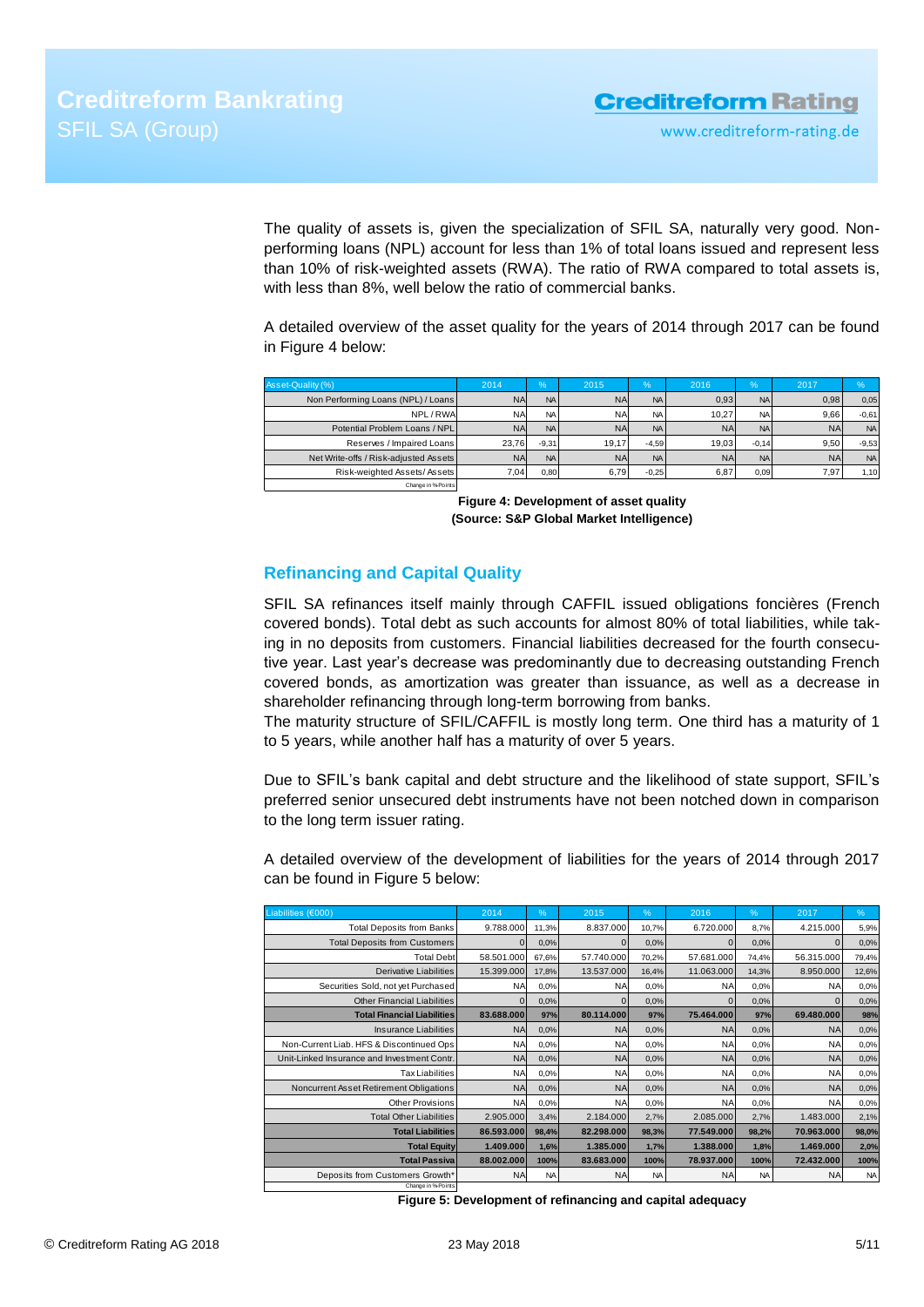The quality of assets is, given the specialization of SFIL SA, naturally very good. Non-performing loans (NPL) account for less than 1% of total loans issued and represent less than 10% of risk-weighted assets (RWA). The ratio of RWA compared to total assets is, with less than 8%, well below the ratio of commercial banks.

A detailed overview of the asset quality for the years of 2014 through 2017 can be found in Figure 4 below:

| Asset-Quality (%) | 2014 | % | 2015 | % | 2016 | % | 2017 | % |
|---|---|---|---|---|---|---|---|---|
| Non Performing Loans (NPL) / Loans | NA | NA | NA | NA | 0,93 | NA | 0,98 | 0,05 |
| NPL / RWA | NA | NA | NA | NA | 10,27 | NA | 9,66 | -0,61 |
| Potential Problem Loans / NPL | NA | NA | NA | NA | NA | NA | NA | NA |
| Reserves / Impaired Loans | 23,76 | -9,31 | 19,17 | -4,59 | 19,03 | -0,14 | 9,50 | -9,53 |
| Net Write-offs / Risk-adjusted Assets | NA | NA | NA | NA | NA | NA | NA | NA |
| Risk-weighted Assets/ Assets | 7,04 | 0,80 | 6,79 | -0,25 | 6,87 | 0,09 | 7,97 | 1,10 |
| Change in %-Points | | | | | | | | |

**Figure 4: Development of asset quality (Source: S&P Global Market Intelligence)**

## Refinancing and Capital Quality

SFIL SA refinances itself mainly through CAFFIL issued obligations foncières (French covered bonds). Total debt as such accounts for almost 80% of total liabilities, while taking in no deposits from customers. Financial liabilities decreased for the fourth consecutive year. Last year's decrease was predominantly due to decreasing outstanding French covered bonds, as amortization was greater than issuance, as well as a decrease in shareholder refinancing through long-term borrowing from banks.
The maturity structure of SFIL/CAFFIL is mostly long term. One third has a maturity of 1 to 5 years, while another half has a maturity of over 5 years.

Due to SFIL's bank capital and debt structure and the likelihood of state support, SFIL's preferred senior unsecured debt instruments have not been notched down in comparison to the long term issuer rating.

A detailed overview of the development of liabilities for the years of 2014 through 2017 can be found in Figure 5 below:

| Liabilities (€000) | 2014 | % | 2015 | % | 2016 | % | 2017 | % |
|---|---|---|---|---|---|---|---|---|
| Total Deposits from Banks | 9.788.000 | 11,3% | 8.837.000 | 10,7% | 6.720.000 | 8,7% | 4.215.000 | 5,9% |
| Total Deposits from Customers | 0 | 0,0% | 0 | 0,0% | 0 | 0,0% | 0 | 0,0% |
| Total Debt | 58.501.000 | 67,6% | 57.740.000 | 70,2% | 57.681.000 | 74,4% | 56.315.000 | 79,4% |
| Derivative Liabilities | 15.399.000 | 17,8% | 13.537.000 | 16,4% | 11.063.000 | 14,3% | 8.950.000 | 12,6% |
| Securities Sold, not yet Purchased | NA | 0,0% | NA | 0,0% | NA | 0,0% | NA | 0,0% |
| Other Financial Liabilities | 0 | 0,0% | 0 | 0,0% | 0 | 0,0% | 0 | 0,0% |
| **Total Financial Liabilities** | **83.688.000** | **97%** | **80.114.000** | **97%** | **75.464.000** | **97%** | **69.480.000** | **98%** |
| Insurance Liabilities | NA | 0,0% | NA | 0,0% | NA | 0,0% | NA | 0,0% |
| Non-Current Liab. HFS & Discontinued Ops | NA | 0,0% | NA | 0,0% | NA | 0,0% | NA | 0,0% |
| Unit-Linked Insurance and Investment Contr. | NA | 0,0% | NA | 0,0% | NA | 0,0% | NA | 0,0% |
| Tax Liabilities | NA | 0,0% | NA | 0,0% | NA | 0,0% | NA | 0,0% |
| Noncurrent Asset Retirement Obligations | NA | 0,0% | NA | 0,0% | NA | 0,0% | NA | 0,0% |
| Other Provisions | NA | 0,0% | NA | 0,0% | NA | 0,0% | NA | 0,0% |
| Total Other Liabilities | 2.905.000 | 3,4% | 2.184.000 | 2,7% | 2.085.000 | 2,7% | 1.483.000 | 2,1% |
| **Total Liabilities** | **86.593.000** | **98,4%** | **82.298.000** | **98,3%** | **77.549.000** | **98,2%** | **70.963.000** | **98,0%** |
| **Total Equity** | **1.409.000** | **1,6%** | **1.385.000** | **1,7%** | **1.388.000** | **1,8%** | **1.469.000** | **2,0%** |
| **Total Passiva** | **88.002.000** | **100%** | **83.683.000** | **100%** | **78.937.000** | **100%** | **72.432.000** | **100%** |
| Deposits from Customers Growth* | NA | NA | NA | NA | NA | NA | NA | NA |
| Change in %-Points | | | | | | | | |

**Figure 5: Development of refinancing and capital adequacy**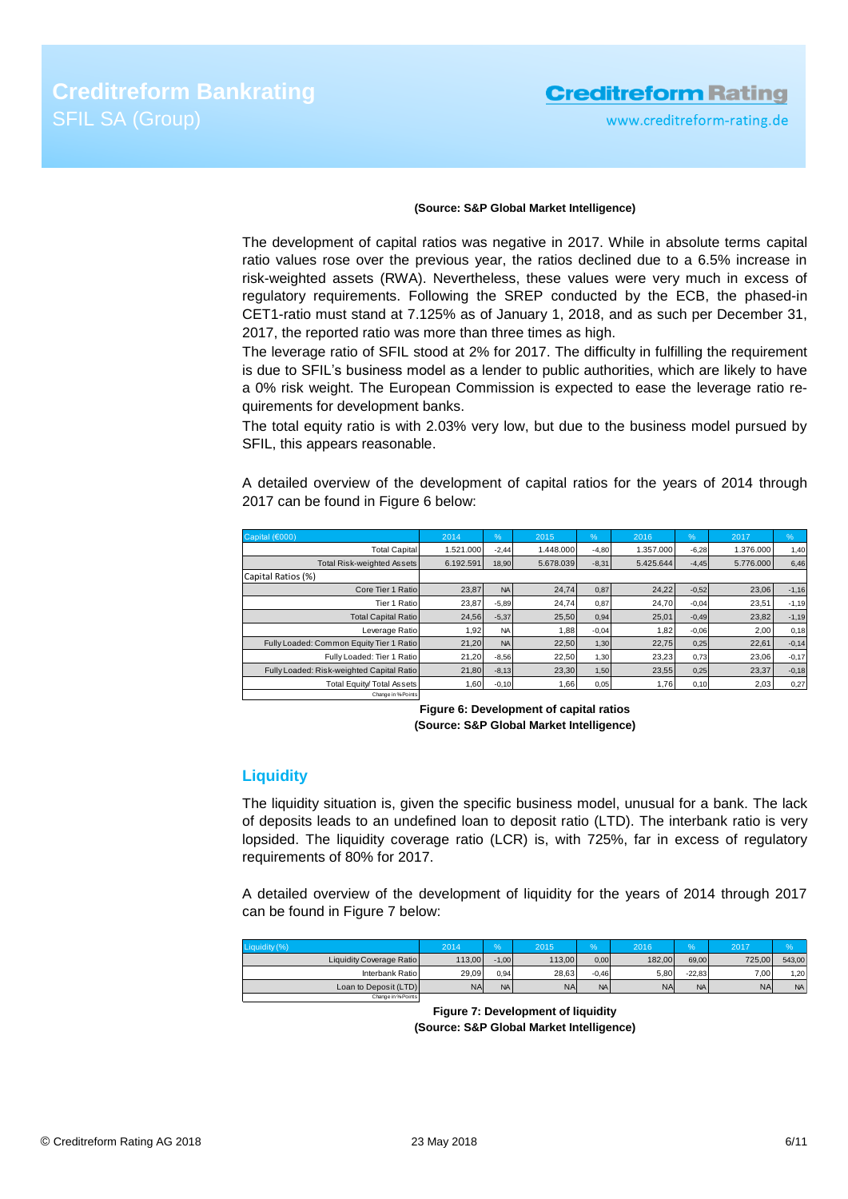**(Source: S&P Global Market Intelligence)**

The development of capital ratios was negative in 2017. While in absolute terms capital ratio values rose over the previous year, the ratios declined due to a 6.5% increase in risk-weighted assets (RWA). Nevertheless, these values were very much in excess of regulatory requirements. Following the SREP conducted by the ECB, the phased-in CET1-ratio must stand at 7.125% as of January 1, 2018, and as such per December 31, 2017, the reported ratio was more than three times as high.

The leverage ratio of SFIL stood at 2% for 2017. The difficulty in fulfilling the requirement is due to SFIL's business model as a lender to public authorities, which are likely to have a 0% risk weight. The European Commission is expected to ease the leverage ratio requirements for development banks.

The total equity ratio is with 2.03% very low, but due to the business model pursued by SFIL, this appears reasonable.

A detailed overview of the development of capital ratios for the years of 2014 through 2017 can be found in Figure 6 below:

| Capital (€000) | 2014 | % | 2015 | % | 2016 | % | 2017 | % |
|---|---|---|---|---|---|---|---|---|
| Total Capital | 1.521.000 | -2,44 | 1.448.000 | -4,80 | 1.357.000 | -6,28 | 1.376.000 | 1,40 |
| Total Risk-weighted Assets | 6.192.591 | 18,90 | 5.678.039 | -8,31 | 5.425.644 | -4,45 | 5.776.000 | 6,46 |
| Capital Ratios (%) | | | | | | | | |
| Core Tier 1 Ratio | 23,87 | NA | 24,74 | 0,87 | 24,22 | -0,52 | 23,06 | -1,16 |
| Tier 1 Ratio | 23,87 | -5,89 | 24,74 | 0,87 | 24,70 | -0,04 | 23,51 | -1,19 |
| Total Capital Ratio | 24,56 | -5,37 | 25,50 | 0,94 | 25,01 | -0,49 | 23,82 | -1,19 |
| Leverage Ratio | 1,92 | NA | 1,88 | -0,04 | 1,82 | -0,06 | 2,00 | 0,18 |
| Fully Loaded: Common Equity Tier 1 Ratio | 21,20 | NA | 22,50 | 1,30 | 22,75 | 0,25 | 22,61 | -0,14 |
| Fully Loaded: Tier 1 Ratio | 21,20 | -8,56 | 22,50 | 1,30 | 23,23 | 0,73 | 23,06 | -0,17 |
| Fully Loaded: Risk-weighted Capital Ratio | 21,80 | -8,13 | 23,30 | 1,50 | 23,55 | 0,25 | 23,37 | -0,18 |
| Total Equity/ Total Assets | 1,60 | -0,10 | 1,66 | 0,05 | 1,76 | 0,10 | 2,03 | 0,27 |
| Change in %-Points | | | | | | | | |

**Figure 6: Development of capital ratios**
**(Source: S&P Global Market Intelligence)**

## Liquidity

The liquidity situation is, given the specific business model, unusual for a bank. The lack of deposits leads to an undefined loan to deposit ratio (LTD). The interbank ratio is very lopsided. The liquidity coverage ratio (LCR) is, with 725%, far in excess of regulatory requirements of 80% for 2017.

A detailed overview of the development of liquidity for the years of 2014 through 2017 can be found in Figure 7 below:

| Liquidity (%) | 2014 | % | 2015 | % | 2016 | % | 2017 | % |
|---|---|---|---|---|---|---|---|---|
| Liquidity Coverage Ratio | 113,00 | -1,00 | 113,00 | 0,00 | 182,00 | 69,00 | 725,00 | 543,00 |
| Interbank Ratio | 29,09 | 0,94 | 28,63 | -0,46 | 5,80 | -22,83 | 7,00 | 1,20 |
| Loan to Deposit (LTD) | NA | NA | NA | NA | NA | NA | NA | NA |
| Change in %-Points | | | | | | | | |

**Figure 7: Development of liquidity**
**(Source: S&P Global Market Intelligence)**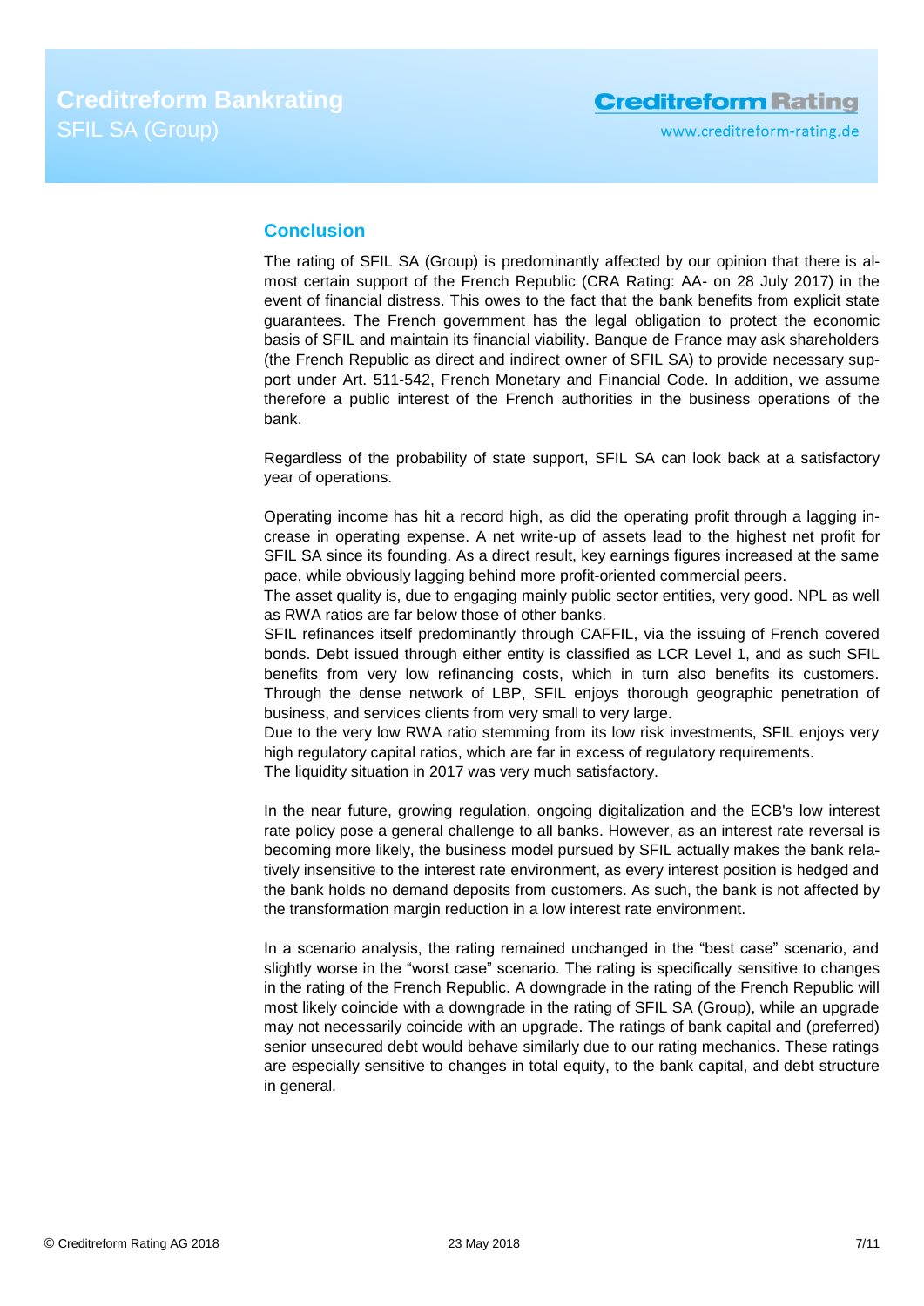## Conclusion

The rating of SFIL SA (Group) is predominantly affected by our opinion that there is almost certain support of the French Republic (CRA Rating: AA- on 28 July 2017) in the event of financial distress. This owes to the fact that the bank benefits from explicit state guarantees. The French government has the legal obligation to protect the economic basis of SFIL and maintain its financial viability. Banque de France may ask shareholders (the French Republic as direct and indirect owner of SFIL SA) to provide necessary support under Art. 511-542, French Monetary and Financial Code. In addition, we assume therefore a public interest of the French authorities in the business operations of the bank.

Regardless of the probability of state support, SFIL SA can look back at a satisfactory year of operations.

Operating income has hit a record high, as did the operating profit through a lagging increase in operating expense. A net write-up of assets lead to the highest net profit for SFIL SA since its founding. As a direct result, key earnings figures increased at the same pace, while obviously lagging behind more profit-oriented commercial peers.
The asset quality is, due to engaging mainly public sector entities, very good. NPL as well as RWA ratios are far below those of other banks.
SFIL refinances itself predominantly through CAFFIL, via the issuing of French covered bonds. Debt issued through either entity is classified as LCR Level 1, and as such SFIL benefits from very low refinancing costs, which in turn also benefits its customers. Through the dense network of LBP, SFIL enjoys thorough geographic penetration of business, and services clients from very small to very large.
Due to the very low RWA ratio stemming from its low risk investments, SFIL enjoys very high regulatory capital ratios, which are far in excess of regulatory requirements.
The liquidity situation in 2017 was very much satisfactory.

In the near future, growing regulation, ongoing digitalization and the ECB's low interest rate policy pose a general challenge to all banks. However, as an interest rate reversal is becoming more likely, the business model pursued by SFIL actually makes the bank relatively insensitive to the interest rate environment, as every interest position is hedged and the bank holds no demand deposits from customers. As such, the bank is not affected by the transformation margin reduction in a low interest rate environment.

In a scenario analysis, the rating remained unchanged in the "best case" scenario, and slightly worse in the "worst case" scenario. The rating is specifically sensitive to changes in the rating of the French Republic. A downgrade in the rating of the French Republic will most likely coincide with a downgrade in the rating of SFIL SA (Group), while an upgrade may not necessarily coincide with an upgrade. The ratings of bank capital and (preferred) senior unsecured debt would behave similarly due to our rating mechanics. These ratings are especially sensitive to changes in total equity, to the bank capital, and debt structure in general.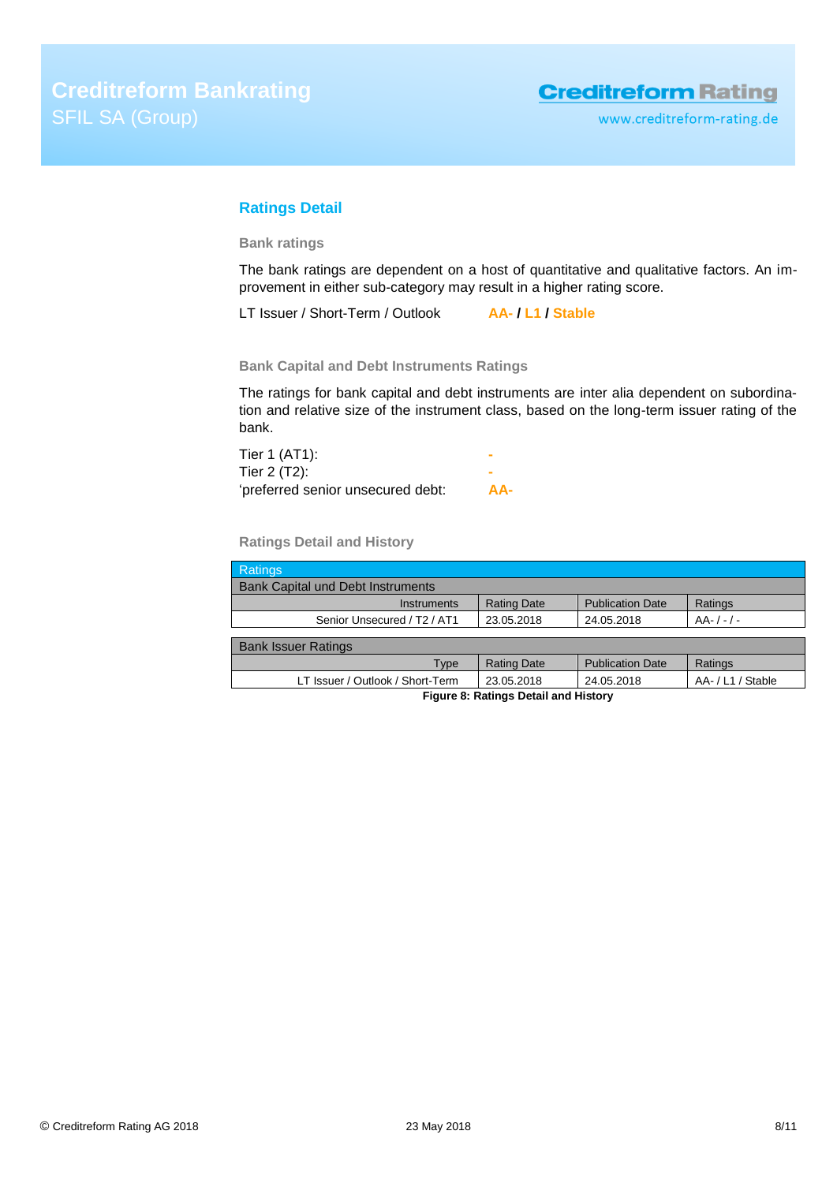## Ratings Detail

### Bank ratings

The bank ratings are dependent on a host of quantitative and qualitative factors. An improvement in either sub-category may result in a higher rating score.

LT Issuer / Short-Term / Outlook **AA- / L1 / Stable**

### Bank Capital and Debt Instruments Ratings

The ratings for bank capital and debt instruments are inter alia dependent on subordination and relative size of the instrument class, based on the long-term issuer rating of the bank.

Tier 1 (AT1): **-**
Tier 2 (T2): **-**
'preferred senior unsecured debt: **AA-**

### Ratings Detail and History

| Ratings | | | |
|---|---|---|---|
| **Bank Capital und Debt Instruments** | | | |
| Instruments | Rating Date | Publication Date | Ratings |
| Senior Unsecured / T2 / AT1 | 23.05.2018 | 24.05.2018 | AA- / - / - |
| **Bank Issuer Ratings** | | | |
| Type | Rating Date | Publication Date | Ratings |
| LT Issuer / Outlook / Short-Term | 23.05.2018 | 24.05.2018 | AA- / L1 / Stable |

**Figure 8: Ratings Detail and History**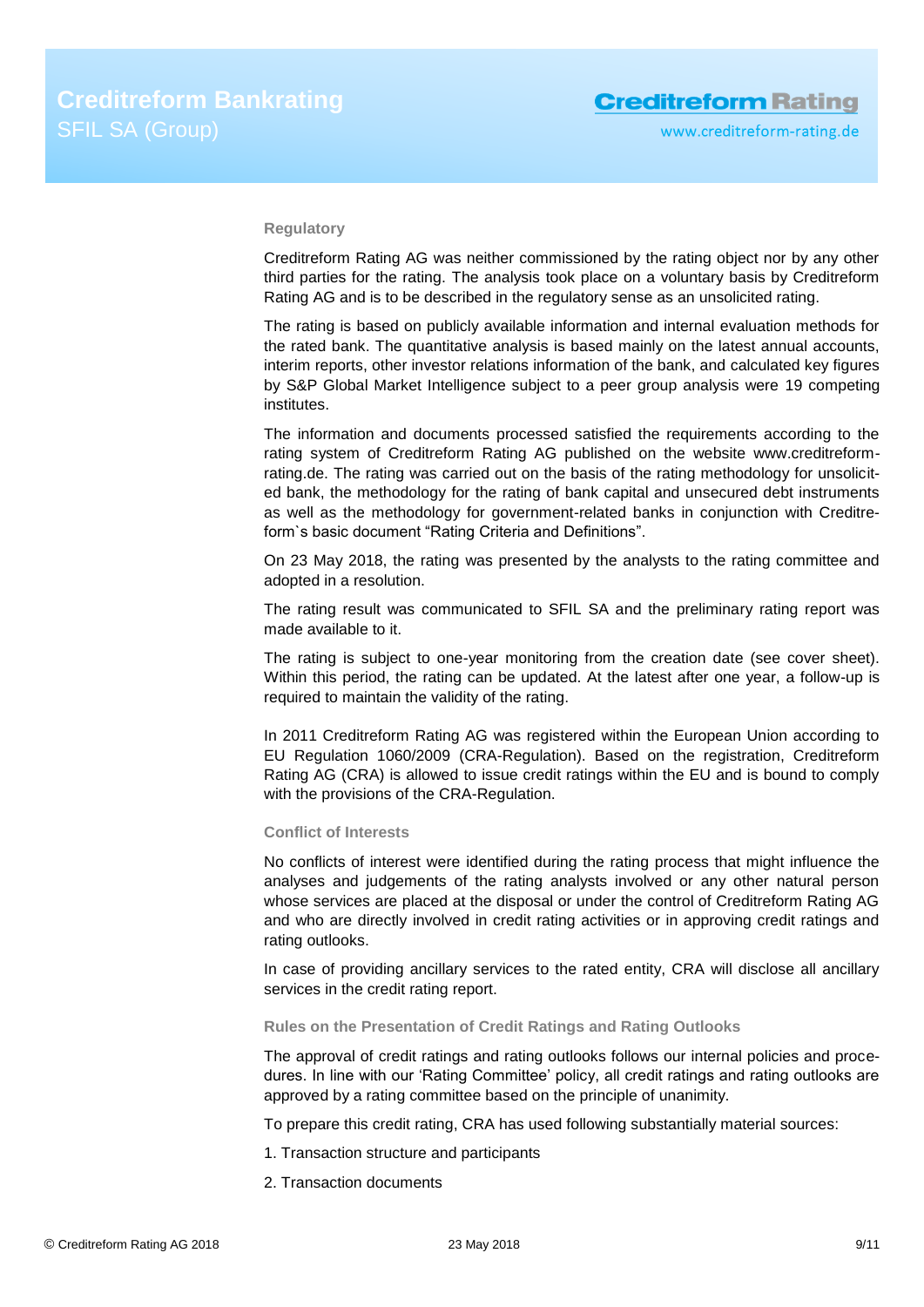### Regulatory

Creditreform Rating AG was neither commissioned by the rating object nor by any other third parties for the rating. The analysis took place on a voluntary basis by Creditreform Rating AG and is to be described in the regulatory sense as an unsolicited rating.

The rating is based on publicly available information and internal evaluation methods for the rated bank. The quantitative analysis is based mainly on the latest annual accounts, interim reports, other investor relations information of the bank, and calculated key figures by S&P Global Market Intelligence subject to a peer group analysis were 19 competing institutes.

The information and documents processed satisfied the requirements according to the rating system of Creditreform Rating AG published on the website www.creditreform-rating.de. The rating was carried out on the basis of the rating methodology for unsolicited bank, the methodology for the rating of bank capital and unsecured debt instruments as well as the methodology for government-related banks in conjunction with Creditreform`s basic document "Rating Criteria and Definitions".

On 23 May 2018, the rating was presented by the analysts to the rating committee and adopted in a resolution.

The rating result was communicated to SFIL SA and the preliminary rating report was made available to it.

The rating is subject to one-year monitoring from the creation date (see cover sheet). Within this period, the rating can be updated. At the latest after one year, a follow-up is required to maintain the validity of the rating.

In 2011 Creditreform Rating AG was registered within the European Union according to EU Regulation 1060/2009 (CRA-Regulation). Based on the registration, Creditreform Rating AG (CRA) is allowed to issue credit ratings within the EU and is bound to comply with the provisions of the CRA-Regulation.

### Conflict of Interests

No conflicts of interest were identified during the rating process that might influence the analyses and judgements of the rating analysts involved or any other natural person whose services are placed at the disposal or under the control of Creditreform Rating AG and who are directly involved in credit rating activities or in approving credit ratings and rating outlooks.

In case of providing ancillary services to the rated entity, CRA will disclose all ancillary services in the credit rating report.

### Rules on the Presentation of Credit Ratings and Rating Outlooks

The approval of credit ratings and rating outlooks follows our internal policies and procedures. In line with our 'Rating Committee' policy, all credit ratings and rating outlooks are approved by a rating committee based on the principle of unanimity.

To prepare this credit rating, CRA has used following substantially material sources:

1. Transaction structure and participants
2. Transaction documents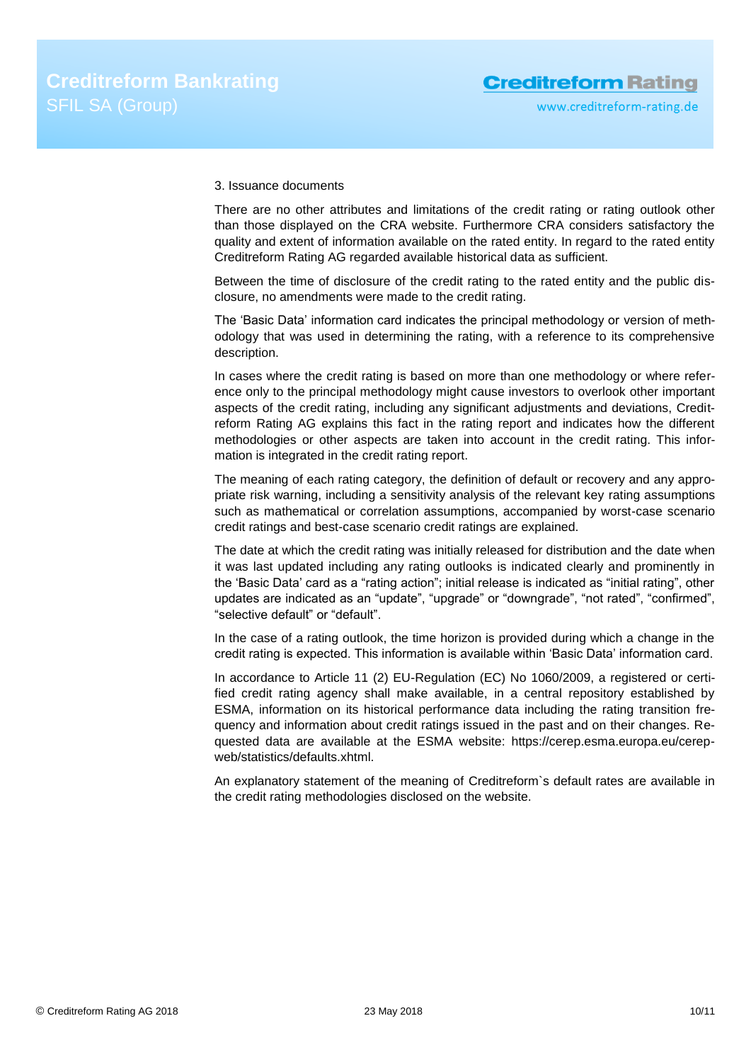3. Issuance documents

There are no other attributes and limitations of the credit rating or rating outlook other than those displayed on the CRA website. Furthermore CRA considers satisfactory the quality and extent of information available on the rated entity. In regard to the rated entity Creditreform Rating AG regarded available historical data as sufficient.

Between the time of disclosure of the credit rating to the rated entity and the public disclosure, no amendments were made to the credit rating.

The 'Basic Data' information card indicates the principal methodology or version of methodology that was used in determining the rating, with a reference to its comprehensive description.

In cases where the credit rating is based on more than one methodology or where reference only to the principal methodology might cause investors to overlook other important aspects of the credit rating, including any significant adjustments and deviations, Creditreform Rating AG explains this fact in the rating report and indicates how the different methodologies or other aspects are taken into account in the credit rating. This information is integrated in the credit rating report.

The meaning of each rating category, the definition of default or recovery and any appropriate risk warning, including a sensitivity analysis of the relevant key rating assumptions such as mathematical or correlation assumptions, accompanied by worst-case scenario credit ratings and best-case scenario credit ratings are explained.

The date at which the credit rating was initially released for distribution and the date when it was last updated including any rating outlooks is indicated clearly and prominently in the 'Basic Data' card as a "rating action"; initial release is indicated as "initial rating", other updates are indicated as an "update", "upgrade" or "downgrade", "not rated", "confirmed", "selective default" or "default".

In the case of a rating outlook, the time horizon is provided during which a change in the credit rating is expected. This information is available within 'Basic Data' information card.

In accordance to Article 11 (2) EU-Regulation (EC) No 1060/2009, a registered or certified credit rating agency shall make available, in a central repository established by ESMA, information on its historical performance data including the rating transition frequency and information about credit ratings issued in the past and on their changes. Requested data are available at the ESMA website: https://cerep.esma.europa.eu/cerep-web/statistics/defaults.xhtml.

An explanatory statement of the meaning of Creditreform`s default rates are available in the credit rating methodologies disclosed on the website.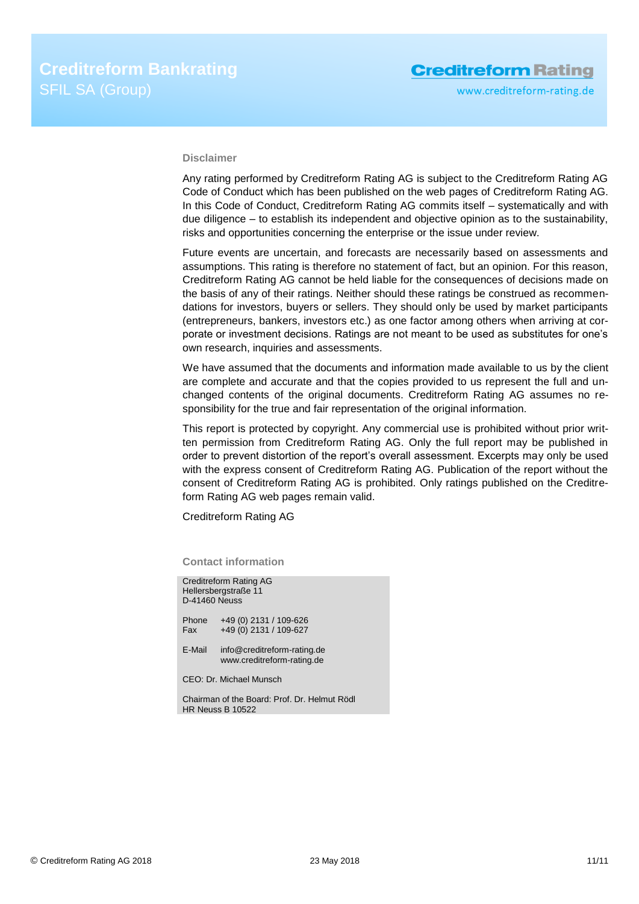## Disclaimer

Any rating performed by Creditreform Rating AG is subject to the Creditreform Rating AG Code of Conduct which has been published on the web pages of Creditreform Rating AG. In this Code of Conduct, Creditreform Rating AG commits itself – systematically and with due diligence – to establish its independent and objective opinion as to the sustainability, risks and opportunities concerning the enterprise or the issue under review.

Future events are uncertain, and forecasts are necessarily based on assessments and assumptions. This rating is therefore no statement of fact, but an opinion. For this reason, Creditreform Rating AG cannot be held liable for the consequences of decisions made on the basis of any of their ratings. Neither should these ratings be construed as recommendations for investors, buyers or sellers. They should only be used by market participants (entrepreneurs, bankers, investors etc.) as one factor among others when arriving at corporate or investment decisions. Ratings are not meant to be used as substitutes for one's own research, inquiries and assessments.

We have assumed that the documents and information made available to us by the client are complete and accurate and that the copies provided to us represent the full and unchanged contents of the original documents. Creditreform Rating AG assumes no responsibility for the true and fair representation of the original information.

This report is protected by copyright. Any commercial use is prohibited without prior written permission from Creditreform Rating AG. Only the full report may be published in order to prevent distortion of the report's overall assessment. Excerpts may only be used with the express consent of Creditreform Rating AG. Publication of the report without the consent of Creditreform Rating AG is prohibited. Only ratings published on the Creditreform Rating AG web pages remain valid.

Creditreform Rating AG

## Contact information

Creditreform Rating AG
Hellersbergstraße 11
D-41460 Neuss

Phone +49 (0) 2131 / 109-626
Fax +49 (0) 2131 / 109-627

E-Mail info@creditreform-rating.de
www.creditreform-rating.de

CEO: Dr. Michael Munsch

Chairman of the Board: Prof. Dr. Helmut Rödl
HR Neuss B 10522